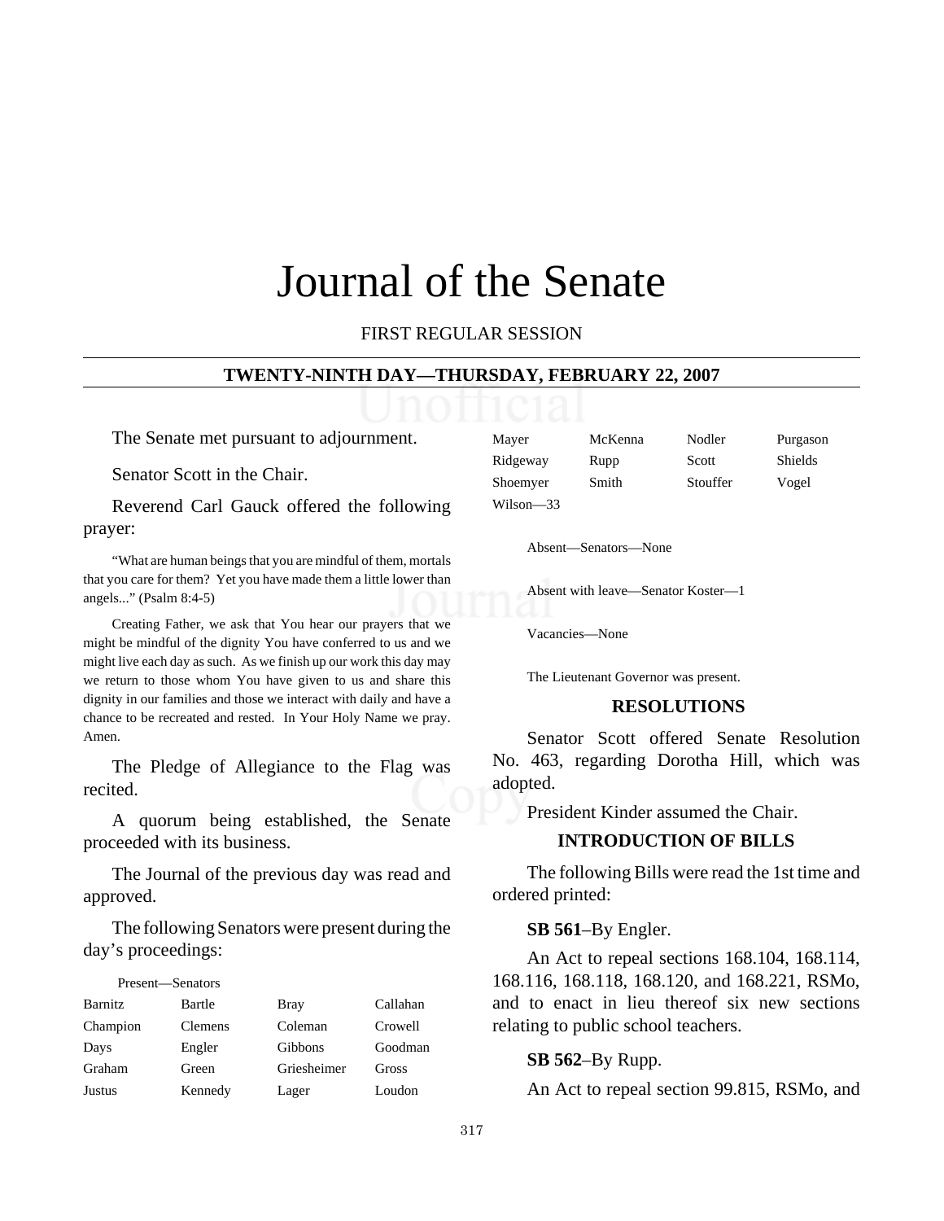# Journal of the Senate

FIRST REGULAR SESSION

## TWENTY-NINTH DAY—THURSDAY, FEBRUARY 22, 2007

The Senate met pursuant to adjournment.

Senator Scott in the Chair.

Reverend Carl Gauck offered the following prayer:

"What are human beings that you are mindful of them, mortals that you care for them? Yet you have made them a little lower than angels..." (Psalm 8:4-5)

Creating Father, we ask that You hear our prayers that we might be mindful of the dignity You have conferred to us and we might live each day as such. As we finish up our work this day may we return to those whom You have given to us and share this dignity in our families and those we interact with daily and have a chance to be recreated and rested. In Your Holy Name we pray. Amen.

The Pledge of Allegiance to the Flag was recited.

A quorum being established, the Senate proceeded with its business.

The Journal of the previous day was read and approved.

The following Senators were present during the day's proceedings:

Present—Senators

| | | | |
|---|---|---|---|
| Barnitz | Bartle | Bray | Callahan |
| Champion | Clemens | Coleman | Crowell |
| Days | Engler | Gibbons | Goodman |
| Graham | Green | Griesheimer | Gross |
| Justus | Kennedy | Lager | Loudon |
| Mayer | McKenna | Nodler | Purgason |
| Ridgeway | Rupp | Scott | Shields |
| Shoemyer | Smith | Stouffer | Vogel |
| Wilson—33 | | | |

Absent—Senators—None

Absent with leave—Senator Koster—1

Vacancies—None

The Lieutenant Governor was present.

### RESOLUTIONS

Senator Scott offered Senate Resolution No. 463, regarding Dorotha Hill, which was adopted.

President Kinder assumed the Chair.

### INTRODUCTION OF BILLS

The following Bills were read the 1st time and ordered printed:

**SB 561**–By Engler.

An Act to repeal sections 168.104, 168.114, 168.116, 168.118, 168.120, and 168.221, RSMo, and to enact in lieu thereof six new sections relating to public school teachers.

**SB 562**–By Rupp.

An Act to repeal section 99.815, RSMo, and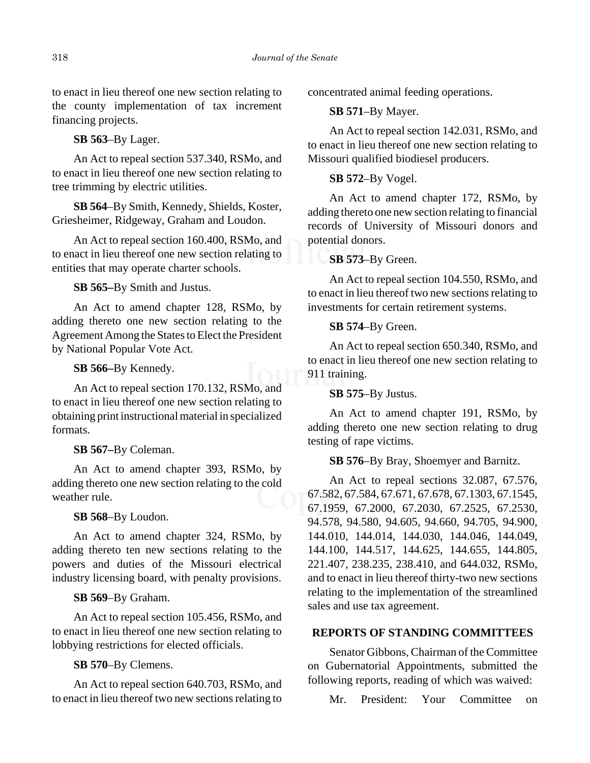to enact in lieu thereof one new section relating to the county implementation of tax increment financing projects.

**SB 563**–By Lager.

An Act to repeal section 537.340, RSMo, and to enact in lieu thereof one new section relating to tree trimming by electric utilities.

**SB 564**–By Smith, Kennedy, Shields, Koster, Griesheimer, Ridgeway, Graham and Loudon.

An Act to repeal section 160.400, RSMo, and to enact in lieu thereof one new section relating to entities that may operate charter schools.

**SB 565–**By Smith and Justus.

An Act to amend chapter 128, RSMo, by adding thereto one new section relating to the Agreement Among the States to Elect the President by National Popular Vote Act.

**SB 566–**By Kennedy.

An Act to repeal section 170.132, RSMo, and to enact in lieu thereof one new section relating to obtaining print instructional material in specialized formats.

**SB 567–**By Coleman.

An Act to amend chapter 393, RSMo, by adding thereto one new section relating to the cold weather rule.

**SB 568**–By Loudon.

An Act to amend chapter 324, RSMo, by adding thereto ten new sections relating to the powers and duties of the Missouri electrical industry licensing board, with penalty provisions.

**SB 569**–By Graham.

An Act to repeal section 105.456, RSMo, and to enact in lieu thereof one new section relating to lobbying restrictions for elected officials.

**SB 570**–By Clemens.

An Act to repeal section 640.703, RSMo, and to enact in lieu thereof two new sections relating to concentrated animal feeding operations.

**SB 571**–By Mayer.

An Act to repeal section 142.031, RSMo, and to enact in lieu thereof one new section relating to Missouri qualified biodiesel producers.

**SB 572**–By Vogel.

An Act to amend chapter 172, RSMo, by adding thereto one new section relating to financial records of University of Missouri donors and potential donors.

**SB 573**–By Green.

An Act to repeal section 104.550, RSMo, and to enact in lieu thereof two new sections relating to investments for certain retirement systems.

**SB 574**–By Green.

An Act to repeal section 650.340, RSMo, and to enact in lieu thereof one new section relating to 911 training.

**SB 575**–By Justus.

An Act to amend chapter 191, RSMo, by adding thereto one new section relating to drug testing of rape victims.

**SB 576**–By Bray, Shoemyer and Barnitz.

An Act to repeal sections 32.087, 67.576, 67.582, 67.584, 67.671, 67.678, 67.1303, 67.1545, 67.1959, 67.2000, 67.2030, 67.2525, 67.2530, 94.578, 94.580, 94.605, 94.660, 94.705, 94.900, 144.010, 144.014, 144.030, 144.046, 144.049, 144.100, 144.517, 144.625, 144.655, 144.805, 221.407, 238.235, 238.410, and 644.032, RSMo, and to enact in lieu thereof thirty-two new sections relating to the implementation of the streamlined sales and use tax agreement.

## REPORTS OF STANDING COMMITTEES

Senator Gibbons, Chairman of the Committee on Gubernatorial Appointments, submitted the following reports, reading of which was waived:

Mr. President: Your Committee on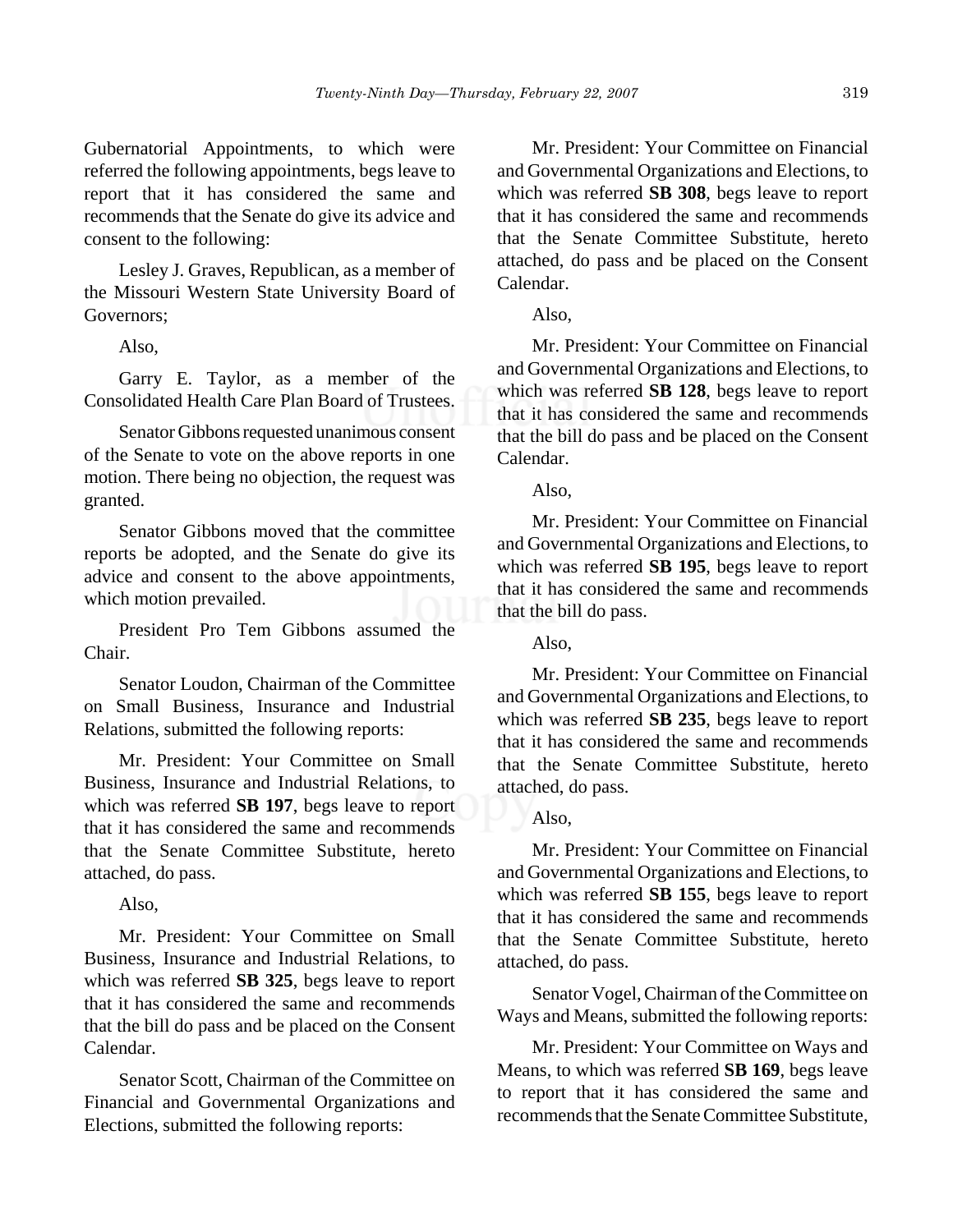Gubernatorial Appointments, to which were referred the following appointments, begs leave to report that it has considered the same and recommends that the Senate do give its advice and consent to the following:

Lesley J. Graves, Republican, as a member of the Missouri Western State University Board of Governors;

Also,

Garry E. Taylor, as a member of the Consolidated Health Care Plan Board of Trustees.

Senator Gibbons requested unanimous consent of the Senate to vote on the above reports in one motion. There being no objection, the request was granted.

Senator Gibbons moved that the committee reports be adopted, and the Senate do give its advice and consent to the above appointments, which motion prevailed.

President Pro Tem Gibbons assumed the Chair.

Senator Loudon, Chairman of the Committee on Small Business, Insurance and Industrial Relations, submitted the following reports:

Mr. President: Your Committee on Small Business, Insurance and Industrial Relations, to which was referred **SB 197**, begs leave to report that it has considered the same and recommends that the Senate Committee Substitute, hereto attached, do pass.

Also,

Mr. President: Your Committee on Small Business, Insurance and Industrial Relations, to which was referred **SB 325**, begs leave to report that it has considered the same and recommends that the bill do pass and be placed on the Consent Calendar.

Senator Scott, Chairman of the Committee on Financial and Governmental Organizations and Elections, submitted the following reports:

Mr. President: Your Committee on Financial and Governmental Organizations and Elections, to which was referred **SB 308**, begs leave to report that it has considered the same and recommends that the Senate Committee Substitute, hereto attached, do pass and be placed on the Consent Calendar.

Also,

Mr. President: Your Committee on Financial and Governmental Organizations and Elections, to which was referred **SB 128**, begs leave to report that it has considered the same and recommends that the bill do pass and be placed on the Consent Calendar.

Also,

Mr. President: Your Committee on Financial and Governmental Organizations and Elections, to which was referred **SB 195**, begs leave to report that it has considered the same and recommends that the bill do pass.

Also,

Mr. President: Your Committee on Financial and Governmental Organizations and Elections, to which was referred **SB 235**, begs leave to report that it has considered the same and recommends that the Senate Committee Substitute, hereto attached, do pass.

Also,

Mr. President: Your Committee on Financial and Governmental Organizations and Elections, to which was referred **SB 155**, begs leave to report that it has considered the same and recommends that the Senate Committee Substitute, hereto attached, do pass.

Senator Vogel, Chairman of the Committee on Ways and Means, submitted the following reports:

Mr. President: Your Committee on Ways and Means, to which was referred **SB 169**, begs leave to report that it has considered the same and recommends that the Senate Committee Substitute,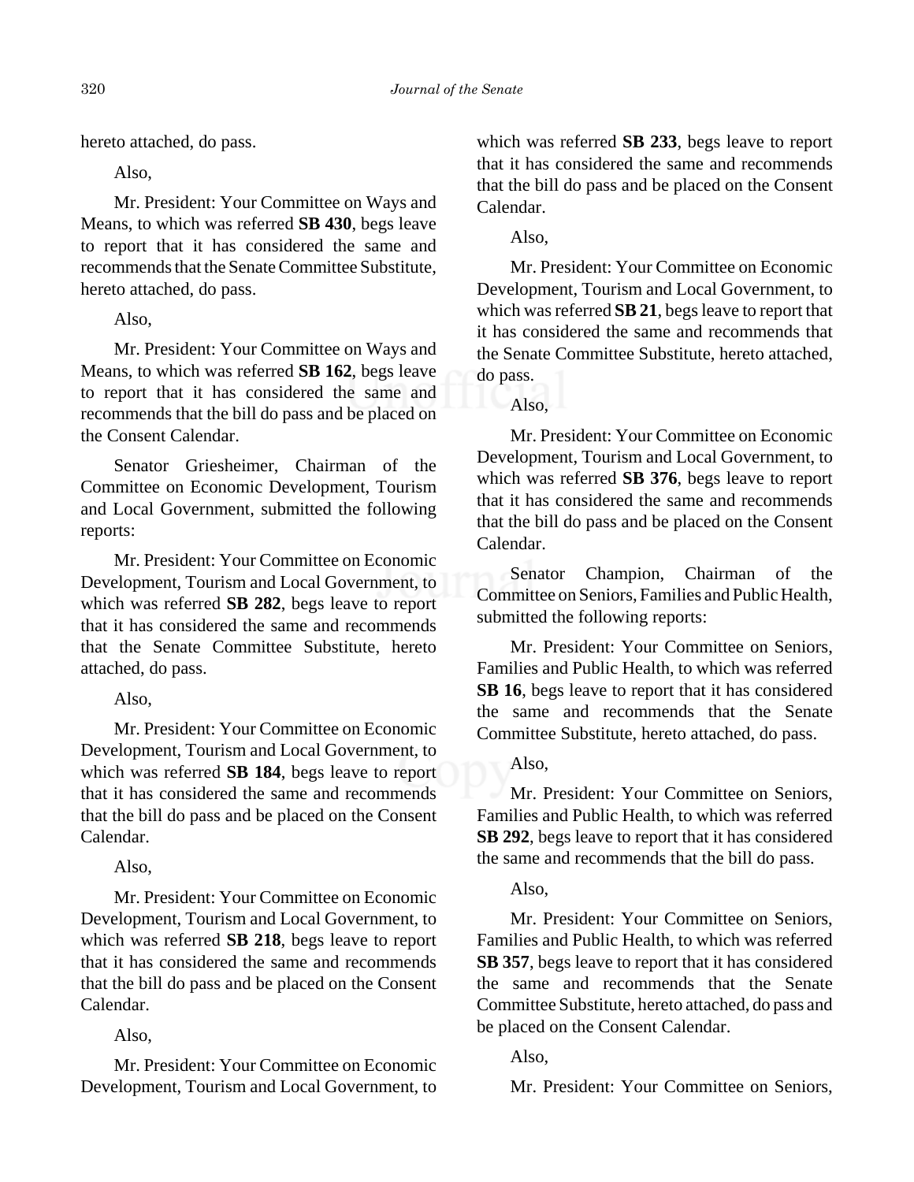hereto attached, do pass.

Also,

Mr. President: Your Committee on Ways and Means, to which was referred **SB 430**, begs leave to report that it has considered the same and recommends that the Senate Committee Substitute, hereto attached, do pass.

Also,

Mr. President: Your Committee on Ways and Means, to which was referred **SB 162**, begs leave to report that it has considered the same and recommends that the bill do pass and be placed on the Consent Calendar.

Senator Griesheimer, Chairman of the Committee on Economic Development, Tourism and Local Government, submitted the following reports:

Mr. President: Your Committee on Economic Development, Tourism and Local Government, to which was referred **SB 282**, begs leave to report that it has considered the same and recommends that the Senate Committee Substitute, hereto attached, do pass.

Also,

Mr. President: Your Committee on Economic Development, Tourism and Local Government, to which was referred **SB 184**, begs leave to report that it has considered the same and recommends that the bill do pass and be placed on the Consent Calendar.

Also,

Mr. President: Your Committee on Economic Development, Tourism and Local Government, to which was referred **SB 218**, begs leave to report that it has considered the same and recommends that the bill do pass and be placed on the Consent Calendar.

Also,

Mr. President: Your Committee on Economic Development, Tourism and Local Government, to which was referred **SB 233**, begs leave to report that it has considered the same and recommends that the bill do pass and be placed on the Consent Calendar.

Also,

Mr. President: Your Committee on Economic Development, Tourism and Local Government, to which was referred **SB 21**, begs leave to report that it has considered the same and recommends that the Senate Committee Substitute, hereto attached, do pass.

Also,

Mr. President: Your Committee on Economic Development, Tourism and Local Government, to which was referred **SB 376**, begs leave to report that it has considered the same and recommends that the bill do pass and be placed on the Consent Calendar.

Senator Champion, Chairman of the Committee on Seniors, Families and Public Health, submitted the following reports:

Mr. President: Your Committee on Seniors, Families and Public Health, to which was referred **SB 16**, begs leave to report that it has considered the same and recommends that the Senate Committee Substitute, hereto attached, do pass.

Also,

Mr. President: Your Committee on Seniors, Families and Public Health, to which was referred **SB 292**, begs leave to report that it has considered the same and recommends that the bill do pass.

Also,

Mr. President: Your Committee on Seniors, Families and Public Health, to which was referred **SB 357**, begs leave to report that it has considered the same and recommends that the Senate Committee Substitute, hereto attached, do pass and be placed on the Consent Calendar.

Also,

Mr. President: Your Committee on Seniors,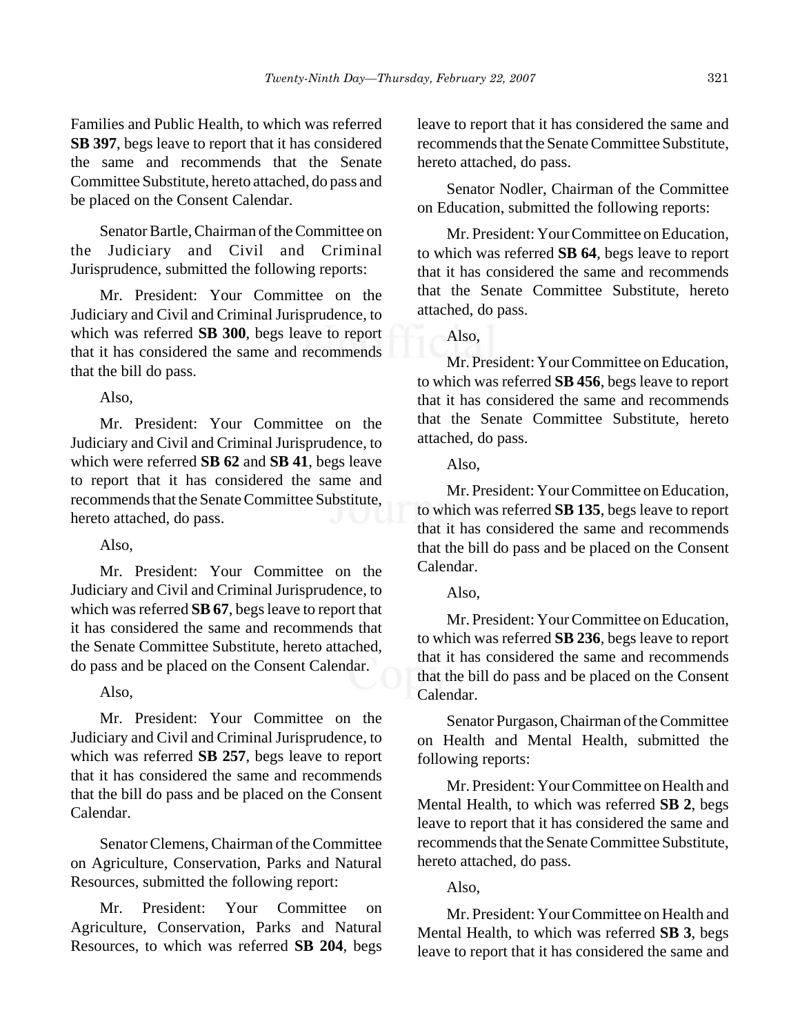Families and Public Health, to which was referred **SB 397**, begs leave to report that it has considered the same and recommends that the Senate Committee Substitute, hereto attached, do pass and be placed on the Consent Calendar.

Senator Bartle, Chairman of the Committee on the Judiciary and Civil and Criminal Jurisprudence, submitted the following reports:

Mr. President: Your Committee on the Judiciary and Civil and Criminal Jurisprudence, to which was referred **SB 300**, begs leave to report that it has considered the same and recommends that the bill do pass.

Also,

Mr. President: Your Committee on the Judiciary and Civil and Criminal Jurisprudence, to which were referred **SB 62** and **SB 41**, begs leave to report that it has considered the same and recommends that the Senate Committee Substitute, hereto attached, do pass.

Also,

Mr. President: Your Committee on the Judiciary and Civil and Criminal Jurisprudence, to which was referred **SB 67**, begs leave to report that it has considered the same and recommends that the Senate Committee Substitute, hereto attached, do pass and be placed on the Consent Calendar.

Also,

Mr. President: Your Committee on the Judiciary and Civil and Criminal Jurisprudence, to which was referred **SB 257**, begs leave to report that it has considered the same and recommends that the bill do pass and be placed on the Consent Calendar.

Senator Clemens, Chairman of the Committee on Agriculture, Conservation, Parks and Natural Resources, submitted the following report:

Mr. President: Your Committee on Agriculture, Conservation, Parks and Natural Resources, to which was referred **SB 204**, begs leave to report that it has considered the same and recommends that the Senate Committee Substitute, hereto attached, do pass.

Senator Nodler, Chairman of the Committee on Education, submitted the following reports:

Mr. President: Your Committee on Education, to which was referred **SB 64**, begs leave to report that it has considered the same and recommends that the Senate Committee Substitute, hereto attached, do pass.

Also,

Mr. President: Your Committee on Education, to which was referred **SB 456**, begs leave to report that it has considered the same and recommends that the Senate Committee Substitute, hereto attached, do pass.

Also,

Mr. President: Your Committee on Education, to which was referred **SB 135**, begs leave to report that it has considered the same and recommends that the bill do pass and be placed on the Consent Calendar.

Also,

Mr. President: Your Committee on Education, to which was referred **SB 236**, begs leave to report that it has considered the same and recommends that the bill do pass and be placed on the Consent Calendar.

Senator Purgason, Chairman of the Committee on Health and Mental Health, submitted the following reports:

Mr. President: Your Committee on Health and Mental Health, to which was referred **SB 2**, begs leave to report that it has considered the same and recommends that the Senate Committee Substitute, hereto attached, do pass.

Also,

Mr. President: Your Committee on Health and Mental Health, to which was referred **SB 3**, begs leave to report that it has considered the same and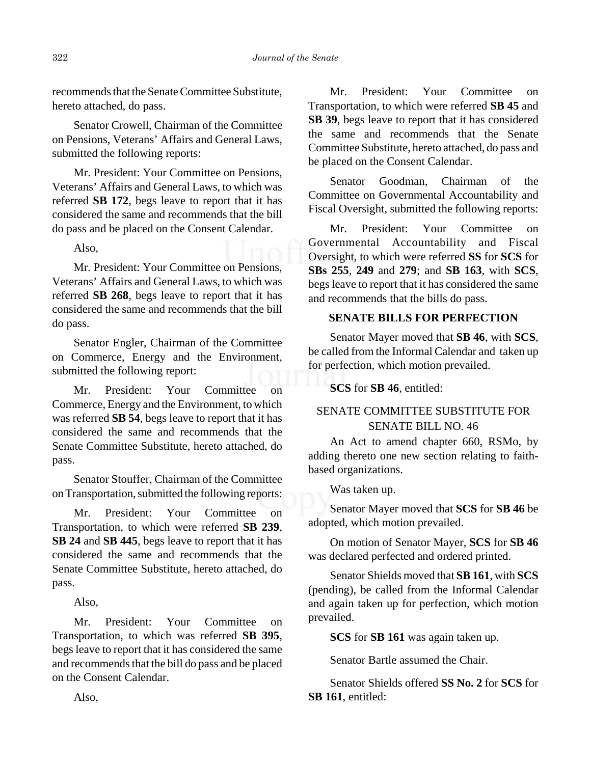recommends that the Senate Committee Substitute, hereto attached, do pass.

Senator Crowell, Chairman of the Committee on Pensions, Veterans' Affairs and General Laws, submitted the following reports:

Mr. President: Your Committee on Pensions, Veterans' Affairs and General Laws, to which was referred **SB 172**, begs leave to report that it has considered the same and recommends that the bill do pass and be placed on the Consent Calendar.

Also,

Mr. President: Your Committee on Pensions, Veterans' Affairs and General Laws, to which was referred **SB 268**, begs leave to report that it has considered the same and recommends that the bill do pass.

Senator Engler, Chairman of the Committee on Commerce, Energy and the Environment, submitted the following report:

Mr. President: Your Committee on Commerce, Energy and the Environment, to which was referred **SB 54**, begs leave to report that it has considered the same and recommends that the Senate Committee Substitute, hereto attached, do pass.

Senator Stouffer, Chairman of the Committee on Transportation, submitted the following reports:

Mr. President: Your Committee on Transportation, to which were referred **SB 239**, **SB 24** and **SB 445**, begs leave to report that it has considered the same and recommends that the Senate Committee Substitute, hereto attached, do pass.

Also,

Mr. President: Your Committee on Transportation, to which was referred **SB 395**, begs leave to report that it has considered the same and recommends that the bill do pass and be placed on the Consent Calendar.

Also,

Mr. President: Your Committee on Transportation, to which were referred **SB 45** and **SB 39**, begs leave to report that it has considered the same and recommends that the Senate Committee Substitute, hereto attached, do pass and be placed on the Consent Calendar.

Senator Goodman, Chairman of the Committee on Governmental Accountability and Fiscal Oversight, submitted the following reports:

Mr. President: Your Committee on Governmental Accountability and Fiscal Oversight, to which were referred **SS** for **SCS** for **SBs 255**, **249** and **279**; and **SB 163**, with **SCS**, begs leave to report that it has considered the same and recommends that the bills do pass.

## SENATE BILLS FOR PERFECTION

Senator Mayer moved that **SB 46**, with **SCS**, be called from the Informal Calendar and taken up for perfection, which motion prevailed.

**SCS** for **SB 46**, entitled:

SENATE COMMITTEE SUBSTITUTE FOR SENATE BILL NO. 46

An Act to amend chapter 660, RSMo, by adding thereto one new section relating to faith-based organizations.

Was taken up.

Senator Mayer moved that **SCS** for **SB 46** be adopted, which motion prevailed.

On motion of Senator Mayer, **SCS** for **SB 46** was declared perfected and ordered printed.

Senator Shields moved that **SB 161**, with **SCS** (pending), be called from the Informal Calendar and again taken up for perfection, which motion prevailed.

**SCS** for **SB 161** was again taken up.

Senator Bartle assumed the Chair.

Senator Shields offered **SS No. 2** for **SCS** for **SB 161**, entitled: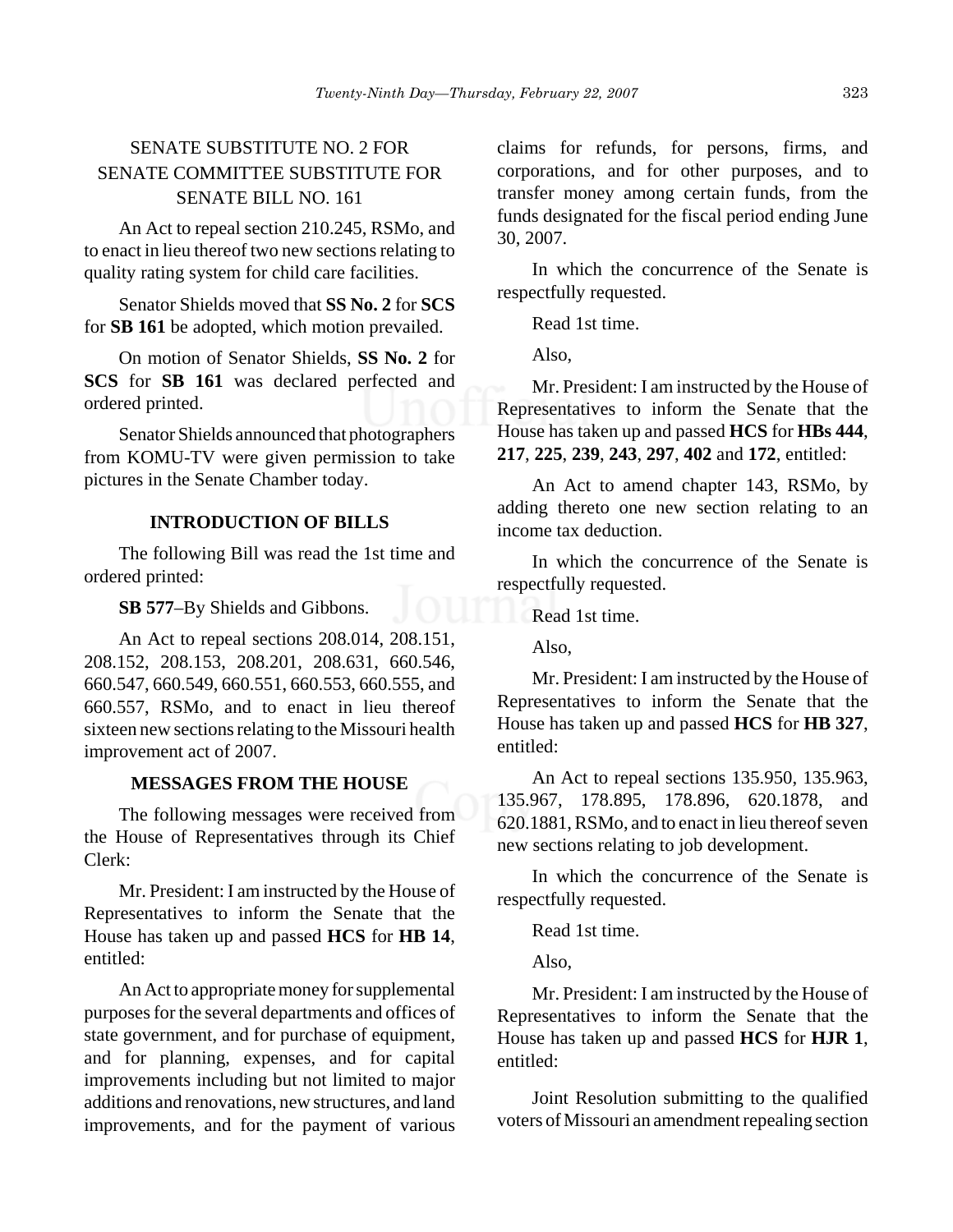SENATE SUBSTITUTE NO. 2 FOR
SENATE COMMITTEE SUBSTITUTE FOR
SENATE BILL NO. 161

An Act to repeal section 210.245, RSMo, and to enact in lieu thereof two new sections relating to quality rating system for child care facilities.

Senator Shields moved that **SS No. 2** for **SCS** for **SB 161** be adopted, which motion prevailed.

On motion of Senator Shields, **SS No. 2** for **SCS** for **SB 161** was declared perfected and ordered printed.

Senator Shields announced that photographers from KOMU-TV were given permission to take pictures in the Senate Chamber today.

**INTRODUCTION OF BILLS**

The following Bill was read the 1st time and ordered printed:

**SB 577**–By Shields and Gibbons.

An Act to repeal sections 208.014, 208.151, 208.152, 208.153, 208.201, 208.631, 660.546, 660.547, 660.549, 660.551, 660.553, 660.555, and 660.557, RSMo, and to enact in lieu thereof sixteen new sections relating to the Missouri health improvement act of 2007.

**MESSAGES FROM THE HOUSE**

The following messages were received from the House of Representatives through its Chief Clerk:

Mr. President: I am instructed by the House of Representatives to inform the Senate that the House has taken up and passed **HCS** for **HB 14**, entitled:

An Act to appropriate money for supplemental purposes for the several departments and offices of state government, and for purchase of equipment, and for planning, expenses, and for capital improvements including but not limited to major additions and renovations, new structures, and land improvements, and for the payment of various claims for refunds, for persons, firms, and corporations, and for other purposes, and to transfer money among certain funds, from the funds designated for the fiscal period ending June 30, 2007.

In which the concurrence of the Senate is respectfully requested.

Read 1st time.

Also,

Mr. President: I am instructed by the House of Representatives to inform the Senate that the House has taken up and passed **HCS** for **HBs 444**, **217**, **225**, **239**, **243**, **297**, **402** and **172**, entitled:

An Act to amend chapter 143, RSMo, by adding thereto one new section relating to an income tax deduction.

In which the concurrence of the Senate is respectfully requested.

Read 1st time.

Also,

Mr. President: I am instructed by the House of Representatives to inform the Senate that the House has taken up and passed **HCS** for **HB 327**, entitled:

An Act to repeal sections 135.950, 135.963, 135.967, 178.895, 178.896, 620.1878, and 620.1881, RSMo, and to enact in lieu thereof seven new sections relating to job development.

In which the concurrence of the Senate is respectfully requested.

Read 1st time.

Also,

Mr. President: I am instructed by the House of Representatives to inform the Senate that the House has taken up and passed **HCS** for **HJR 1**, entitled:

Joint Resolution submitting to the qualified voters of Missouri an amendment repealing section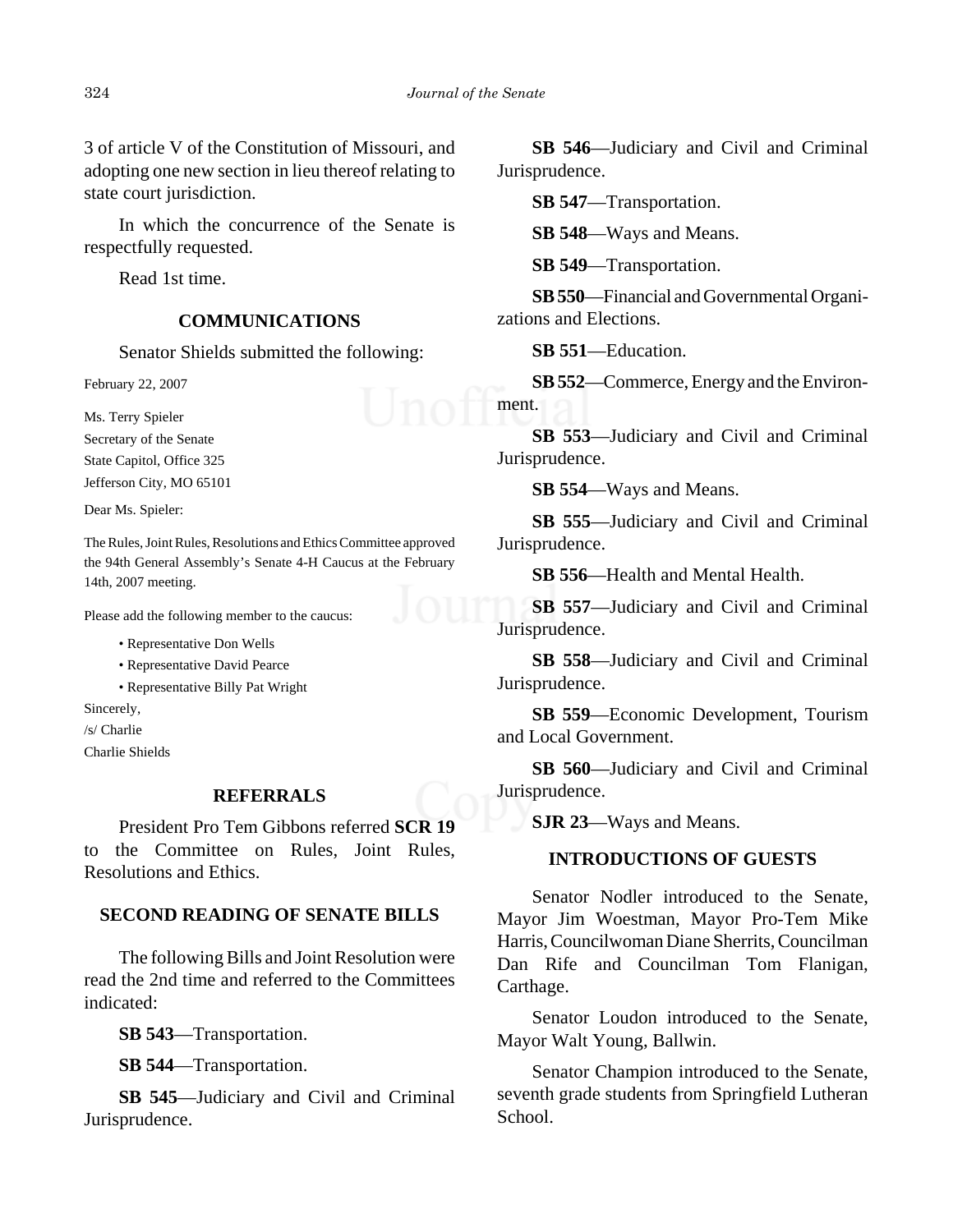3 of article V of the Constitution of Missouri, and adopting one new section in lieu thereof relating to state court jurisdiction.

In which the concurrence of the Senate is respectfully requested.

Read 1st time.

## COMMUNICATIONS

Senator Shields submitted the following:

February 22, 2007

Ms. Terry Spieler
Secretary of the Senate
State Capitol, Office 325
Jefferson City, MO 65101

Dear Ms. Spieler:

The Rules, Joint Rules, Resolutions and Ethics Committee approved the 94th General Assembly's Senate 4-H Caucus at the February 14th, 2007 meeting.

Please add the following member to the caucus:

- Representative Don Wells
- Representative David Pearce
- Representative Billy Pat Wright

Sincerely,
/s/ Charlie
Charlie Shields

## REFERRALS

President Pro Tem Gibbons referred **SCR 19** to the Committee on Rules, Joint Rules, Resolutions and Ethics.

## SECOND READING OF SENATE BILLS

The following Bills and Joint Resolution were read the 2nd time and referred to the Committees indicated:

**SB 543**—Transportation.

**SB 544**—Transportation.

**SB 545**—Judiciary and Civil and Criminal Jurisprudence.

**SB 546**—Judiciary and Civil and Criminal Jurisprudence.

**SB 547**—Transportation.

**SB 548**—Ways and Means.

**SB 549**—Transportation.

**SB 550**—Financial and Governmental Organizations and Elections.

**SB 551**—Education.

**SB 552**—Commerce, Energy and the Environment.

**SB 553**—Judiciary and Civil and Criminal Jurisprudence.

**SB 554**—Ways and Means.

**SB 555**—Judiciary and Civil and Criminal Jurisprudence.

**SB 556**—Health and Mental Health.

**SB 557**—Judiciary and Civil and Criminal Jurisprudence.

**SB 558**—Judiciary and Civil and Criminal Jurisprudence.

**SB 559**—Economic Development, Tourism and Local Government.

**SB 560**—Judiciary and Civil and Criminal Jurisprudence.

**SJR 23**—Ways and Means.

## INTRODUCTIONS OF GUESTS

Senator Nodler introduced to the Senate, Mayor Jim Woestman, Mayor Pro-Tem Mike Harris, Councilwoman Diane Sherrits, Councilman Dan Rife and Councilman Tom Flanigan, Carthage.

Senator Loudon introduced to the Senate, Mayor Walt Young, Ballwin.

Senator Champion introduced to the Senate, seventh grade students from Springfield Lutheran School.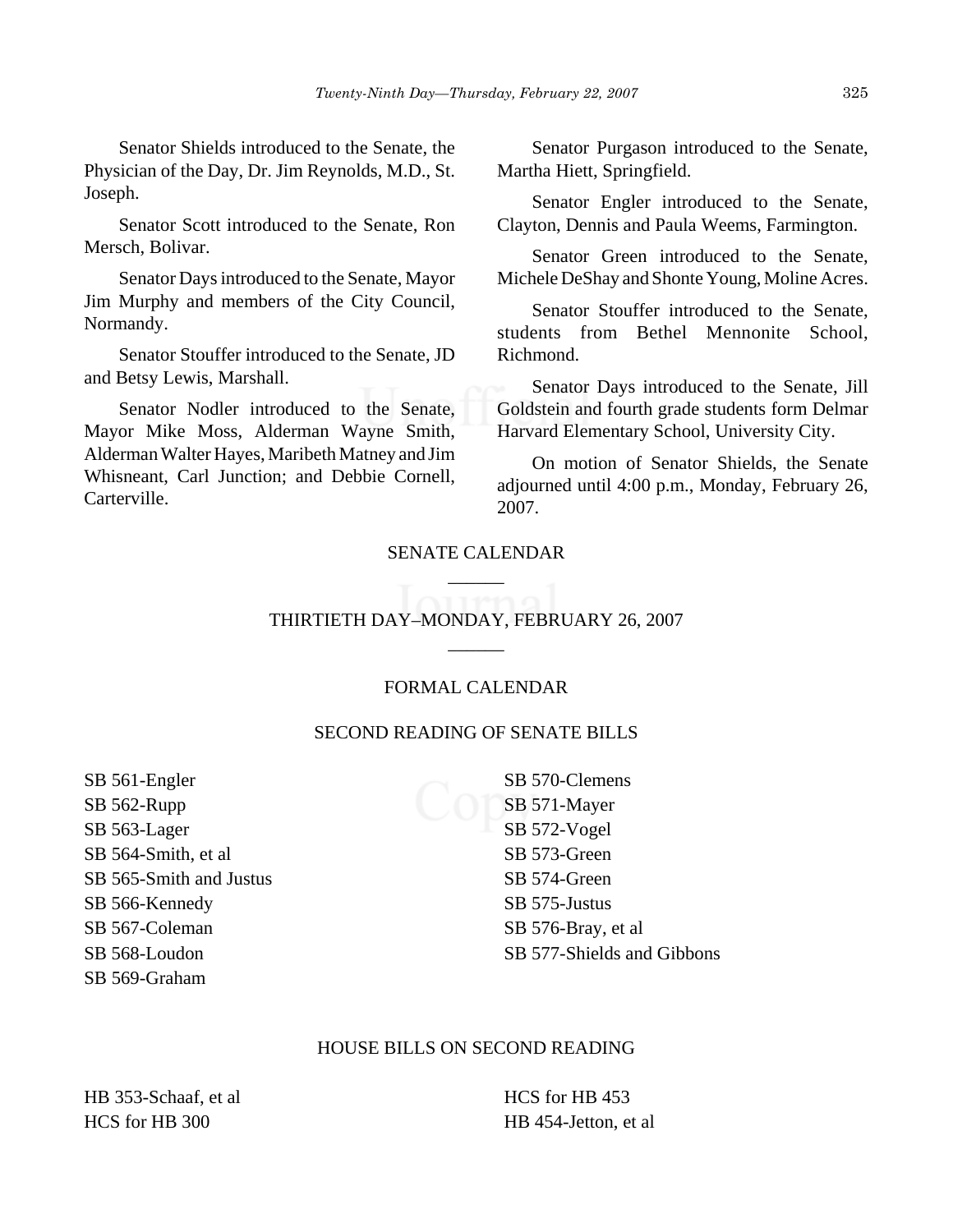Senator Shields introduced to the Senate, the Physician of the Day, Dr. Jim Reynolds, M.D., St. Joseph.

Senator Scott introduced to the Senate, Ron Mersch, Bolivar.

Senator Days introduced to the Senate, Mayor Jim Murphy and members of the City Council, Normandy.

Senator Stouffer introduced to the Senate, JD and Betsy Lewis, Marshall.

Senator Nodler introduced to the Senate, Mayor Mike Moss, Alderman Wayne Smith, Alderman Walter Hayes, Maribeth Matney and Jim Whisneant, Carl Junction; and Debbie Cornell, Carterville.

Senator Purgason introduced to the Senate, Martha Hiett, Springfield.

Senator Engler introduced to the Senate, Clayton, Dennis and Paula Weems, Farmington.

Senator Green introduced to the Senate, Michele DeShay and Shonte Young, Moline Acres.

Senator Stouffer introduced to the Senate, students from Bethel Mennonite School, Richmond.

Senator Days introduced to the Senate, Jill Goldstein and fourth grade students form Delmar Harvard Elementary School, University City.

On motion of Senator Shields, the Senate adjourned until 4:00 p.m., Monday, February 26, 2007.

## SENATE CALENDAR

______

## THIRTIETH DAY–MONDAY, FEBRUARY 26, 2007

______

### FORMAL CALENDAR

### SECOND READING OF SENATE BILLS

SB 561-Engler
SB 562-Rupp
SB 563-Lager
SB 564-Smith, et al
SB 565-Smith and Justus
SB 566-Kennedy
SB 567-Coleman
SB 568-Loudon
SB 569-Graham
SB 570-Clemens
SB 571-Mayer
SB 572-Vogel
SB 573-Green
SB 574-Green
SB 575-Justus
SB 576-Bray, et al
SB 577-Shields and Gibbons

### HOUSE BILLS ON SECOND READING

HB 353-Schaaf, et al
HCS for HB 300
HCS for HB 453
HB 454-Jetton, et al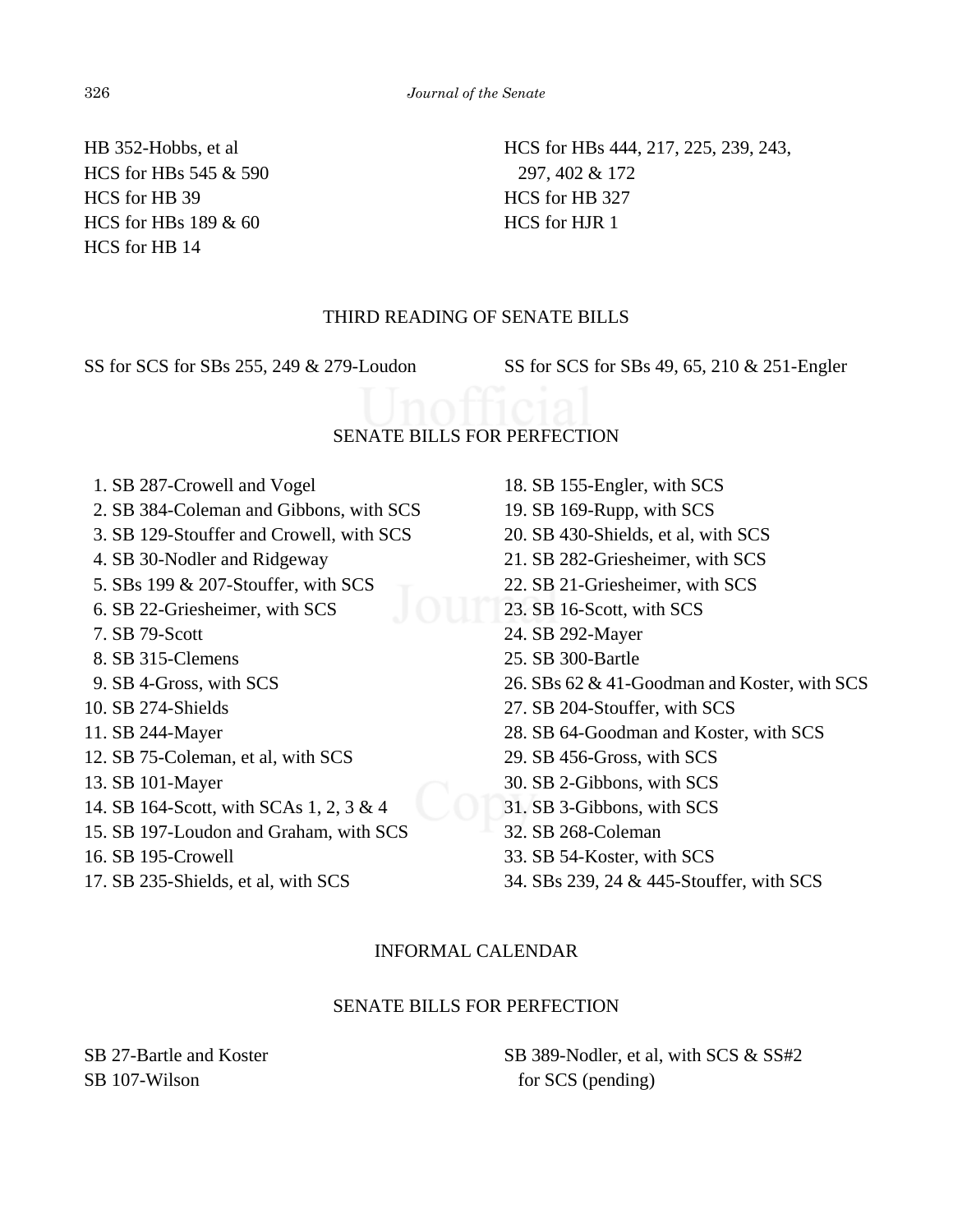HB 352-Hobbs, et al
HCS for HBs 545 & 590
HCS for HB 39
HCS for HBs 189 & 60
HCS for HB 14
HCS for HBs 444, 217, 225, 239, 243, 297, 402 & 172
HCS for HB 327
HCS for HJR 1

## THIRD READING OF SENATE BILLS

SS for SCS for SBs 255, 249 & 279-Loudon
SS for SCS for SBs 49, 65, 210 & 251-Engler

## SENATE BILLS FOR PERFECTION

1. SB 287-Crowell and Vogel
2. SB 384-Coleman and Gibbons, with SCS
3. SB 129-Stouffer and Crowell, with SCS
4. SB 30-Nodler and Ridgeway
5. SBs 199 & 207-Stouffer, with SCS
6. SB 22-Griesheimer, with SCS
7. SB 79-Scott
8. SB 315-Clemens
9. SB 4-Gross, with SCS
10. SB 274-Shields
11. SB 244-Mayer
12. SB 75-Coleman, et al, with SCS
13. SB 101-Mayer
14. SB 164-Scott, with SCAs 1, 2, 3 & 4
15. SB 197-Loudon and Graham, with SCS
16. SB 195-Crowell
17. SB 235-Shields, et al, with SCS
18. SB 155-Engler, with SCS
19. SB 169-Rupp, with SCS
20. SB 430-Shields, et al, with SCS
21. SB 282-Griesheimer, with SCS
22. SB 21-Griesheimer, with SCS
23. SB 16-Scott, with SCS
24. SB 292-Mayer
25. SB 300-Bartle
26. SBs 62 & 41-Goodman and Koster, with SCS
27. SB 204-Stouffer, with SCS
28. SB 64-Goodman and Koster, with SCS
29. SB 456-Gross, with SCS
30. SB 2-Gibbons, with SCS
31. SB 3-Gibbons, with SCS
32. SB 268-Coleman
33. SB 54-Koster, with SCS
34. SBs 239, 24 & 445-Stouffer, with SCS

## INFORMAL CALENDAR

## SENATE BILLS FOR PERFECTION

SB 27-Bartle and Koster
SB 107-Wilson
SB 389-Nodler, et al, with SCS & SS#2 for SCS (pending)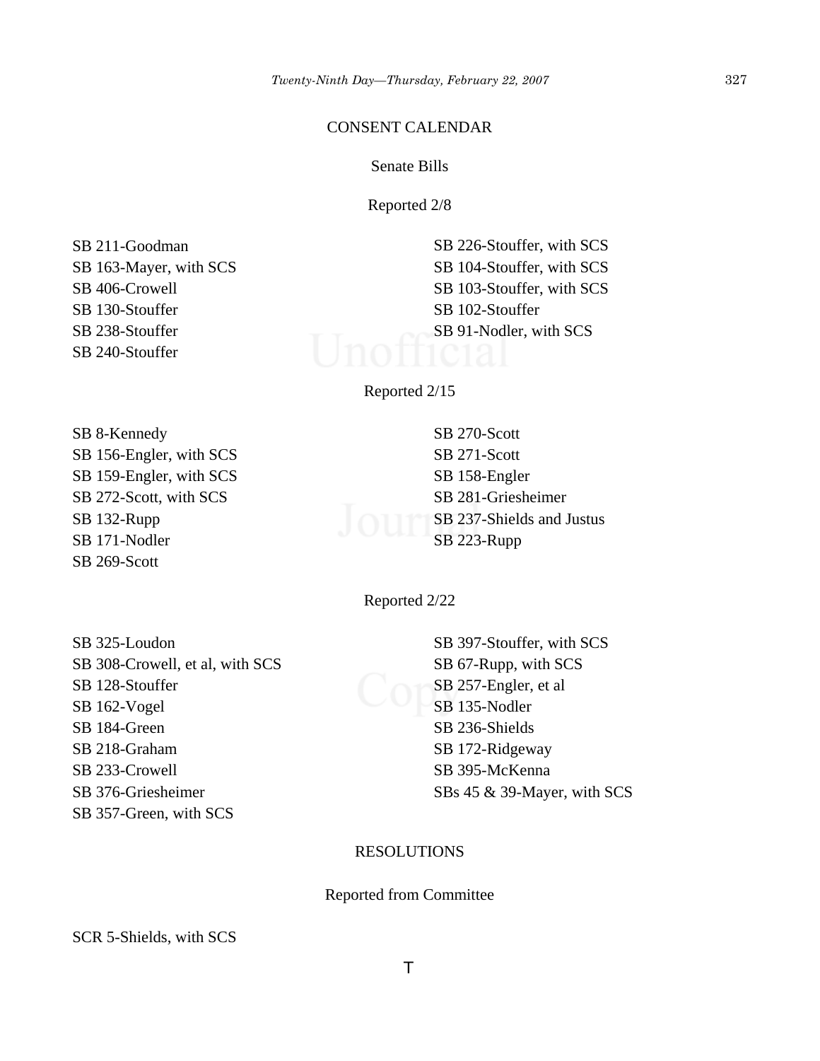## CONSENT CALENDAR

### Senate Bills

Reported 2/8

SB 211-Goodman
SB 163-Mayer, with SCS
SB 406-Crowell
SB 130-Stouffer
SB 238-Stouffer
SB 240-Stouffer
SB 226-Stouffer, with SCS
SB 104-Stouffer, with SCS
SB 103-Stouffer, with SCS
SB 102-Stouffer
SB 91-Nodler, with SCS

Reported 2/15

SB 8-Kennedy
SB 156-Engler, with SCS
SB 159-Engler, with SCS
SB 272-Scott, with SCS
SB 132-Rupp
SB 171-Nodler
SB 269-Scott
SB 270-Scott
SB 271-Scott
SB 158-Engler
SB 281-Griesheimer
SB 237-Shields and Justus
SB 223-Rupp

Reported 2/22

SB 325-Loudon
SB 308-Crowell, et al, with SCS
SB 128-Stouffer
SB 162-Vogel
SB 184-Green
SB 218-Graham
SB 233-Crowell
SB 376-Griesheimer
SB 357-Green, with SCS
SB 397-Stouffer, with SCS
SB 67-Rupp, with SCS
SB 257-Engler, et al
SB 135-Nodler
SB 236-Shields
SB 172-Ridgeway
SB 395-McKenna
SBs 45 & 39-Mayer, with SCS

## RESOLUTIONS

### Reported from Committee

SCR 5-Shields, with SCS

T